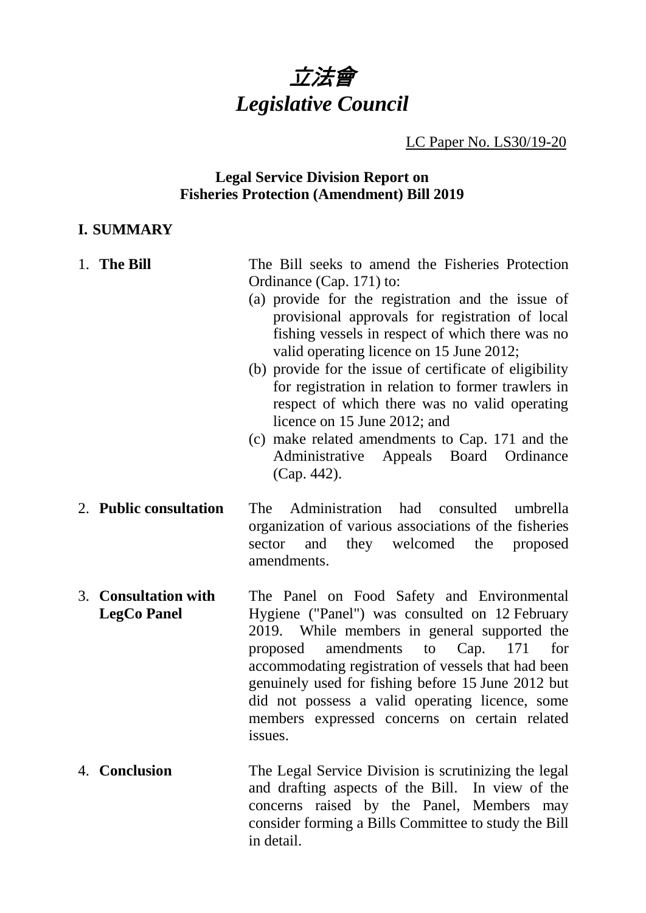# *立法會*
# *Legislative Council*

LC Paper No. LS30/19-20

**Legal Service Division Report on**
**Fisheries Protection (Amendment) Bill 2019**

## I. SUMMARY

1. **The Bill** — The Bill seeks to amend the Fisheries Protection Ordinance (Cap. 171) to:
   - (a) provide for the registration and the issue of provisional approvals for registration of local fishing vessels in respect of which there was no valid operating licence on 15 June 2012;
   - (b) provide for the issue of certificate of eligibility for registration in relation to former trawlers in respect of which there was no valid operating licence on 15 June 2012; and
   - (c) make related amendments to Cap. 171 and the Administrative Appeals Board Ordinance (Cap. 442).

2. **Public consultation** — The Administration had consulted umbrella organization of various associations of the fisheries sector and they welcomed the proposed amendments.

3. **Consultation with LegCo Panel** — The Panel on Food Safety and Environmental Hygiene ("Panel") was consulted on 12 February 2019. While members in general supported the proposed amendments to Cap. 171 for accommodating registration of vessels that had been genuinely used for fishing before 15 June 2012 but did not possess a valid operating licence, some members expressed concerns on certain related issues.

4. **Conclusion** — The Legal Service Division is scrutinizing the legal and drafting aspects of the Bill. In view of the concerns raised by the Panel, Members may consider forming a Bills Committee to study the Bill in detail.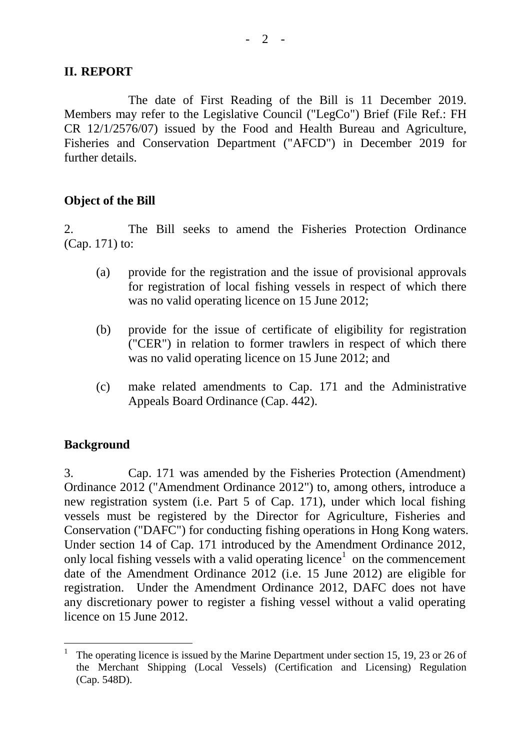## II. REPORT

The date of First Reading of the Bill is 11 December 2019. Members may refer to the Legislative Council ("LegCo") Brief (File Ref.: FH CR 12/1/2576/07) issued by the Food and Health Bureau and Agriculture, Fisheries and Conservation Department ("AFCD") in December 2019 for further details.

### Object of the Bill

2. The Bill seeks to amend the Fisheries Protection Ordinance (Cap. 171) to:

(a) provide for the registration and the issue of provisional approvals for registration of local fishing vessels in respect of which there was no valid operating licence on 15 June 2012;

(b) provide for the issue of certificate of eligibility for registration ("CER") in relation to former trawlers in respect of which there was no valid operating licence on 15 June 2012; and

(c) make related amendments to Cap. 171 and the Administrative Appeals Board Ordinance (Cap. 442).

### Background

3. Cap. 171 was amended by the Fisheries Protection (Amendment) Ordinance 2012 ("Amendment Ordinance 2012") to, among others, introduce a new registration system (i.e. Part 5 of Cap. 171), under which local fishing vessels must be registered by the Director for Agriculture, Fisheries and Conservation ("DAFC") for conducting fishing operations in Hong Kong waters. Under section 14 of Cap. 171 introduced by the Amendment Ordinance 2012, only local fishing vessels with a valid operating licence[1] on the commencement date of the Amendment Ordinance 2012 (i.e. 15 June 2012) are eligible for registration. Under the Amendment Ordinance 2012, DAFC does not have any discretionary power to register a fishing vessel without a valid operating licence on 15 June 2012.

---

[1] The operating licence is issued by the Marine Department under section 15, 19, 23 or 26 of the Merchant Shipping (Local Vessels) (Certification and Licensing) Regulation (Cap. 548D).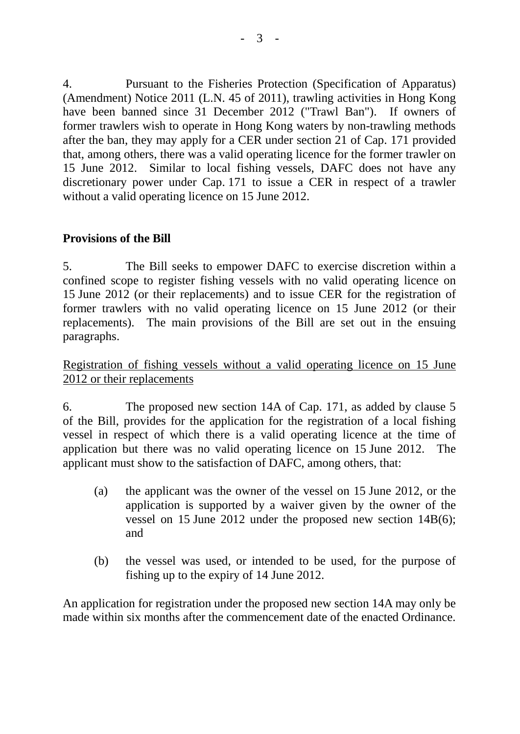4. Pursuant to the Fisheries Protection (Specification of Apparatus) (Amendment) Notice 2011 (L.N. 45 of 2011), trawling activities in Hong Kong have been banned since 31 December 2012 ("Trawl Ban"). If owners of former trawlers wish to operate in Hong Kong waters by non-trawling methods after the ban, they may apply for a CER under section 21 of Cap. 171 provided that, among others, there was a valid operating licence for the former trawler on 15 June 2012. Similar to local fishing vessels, DAFC does not have any discretionary power under Cap. 171 to issue a CER in respect of a trawler without a valid operating licence on 15 June 2012.

**Provisions of the Bill**

5. The Bill seeks to empower DAFC to exercise discretion within a confined scope to register fishing vessels with no valid operating licence on 15 June 2012 (or their replacements) and to issue CER for the registration of former trawlers with no valid operating licence on 15 June 2012 (or their replacements). The main provisions of the Bill are set out in the ensuing paragraphs.

<u>Registration of fishing vessels without a valid operating licence on 15 June 2012 or their replacements</u>

6. The proposed new section 14A of Cap. 171, as added by clause 5 of the Bill, provides for the application for the registration of a local fishing vessel in respect of which there is a valid operating licence at the time of application but there was no valid operating licence on 15 June 2012. The applicant must show to the satisfaction of DAFC, among others, that:

(a) the applicant was the owner of the vessel on 15 June 2012, or the application is supported by a waiver given by the owner of the vessel on 15 June 2012 under the proposed new section 14B(6); and

(b) the vessel was used, or intended to be used, for the purpose of fishing up to the expiry of 14 June 2012.

An application for registration under the proposed new section 14A may only be made within six months after the commencement date of the enacted Ordinance.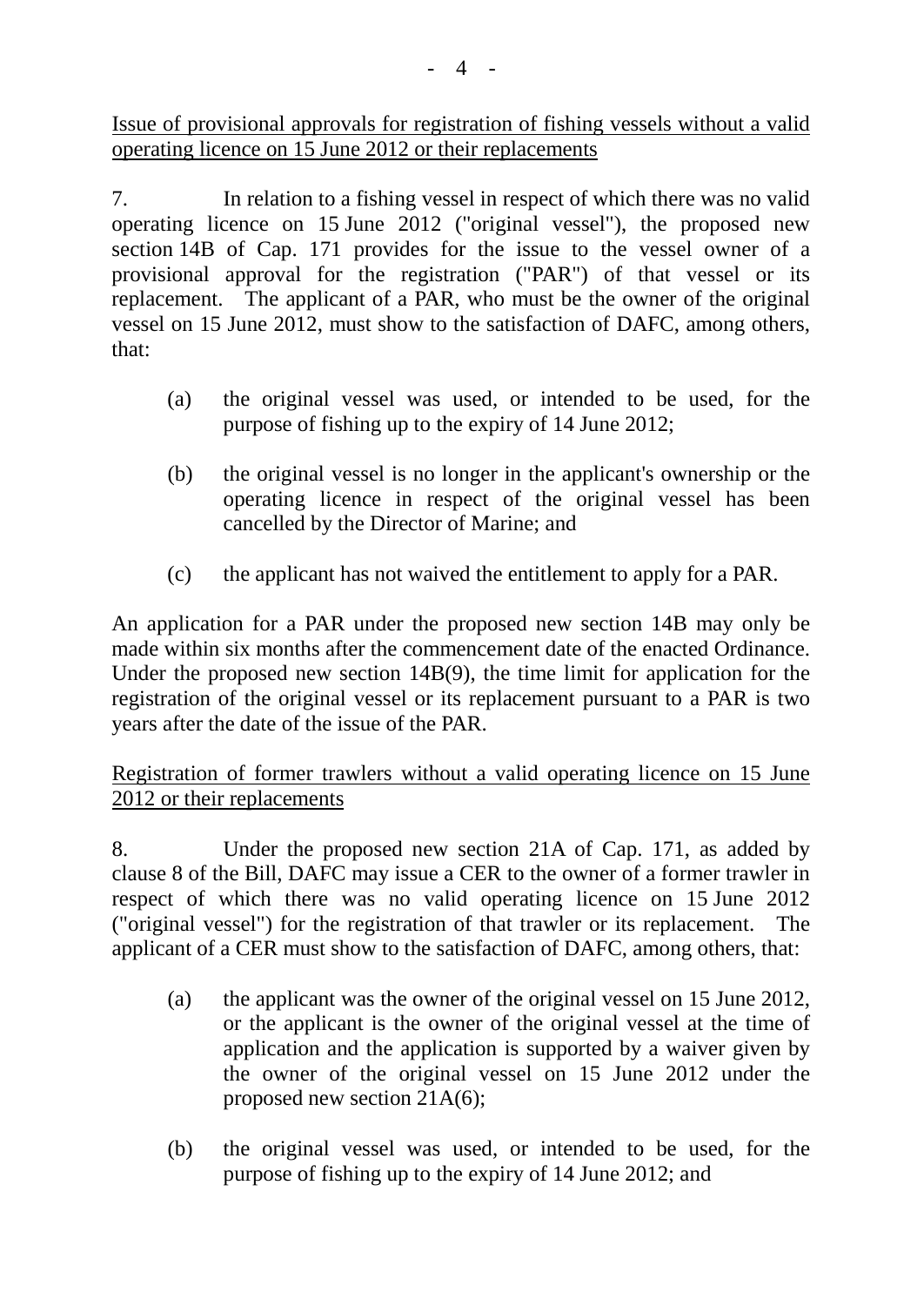Issue of provisional approvals for registration of fishing vessels without a valid operating licence on 15 June 2012 or their replacements

7. In relation to a fishing vessel in respect of which there was no valid operating licence on 15 June 2012 ("original vessel"), the proposed new section 14B of Cap. 171 provides for the issue to the vessel owner of a provisional approval for the registration ("PAR") of that vessel or its replacement. The applicant of a PAR, who must be the owner of the original vessel on 15 June 2012, must show to the satisfaction of DAFC, among others, that:

(a) the original vessel was used, or intended to be used, for the purpose of fishing up to the expiry of 14 June 2012;

(b) the original vessel is no longer in the applicant's ownership or the operating licence in respect of the original vessel has been cancelled by the Director of Marine; and

(c) the applicant has not waived the entitlement to apply for a PAR.

An application for a PAR under the proposed new section 14B may only be made within six months after the commencement date of the enacted Ordinance. Under the proposed new section 14B(9), the time limit for application for the registration of the original vessel or its replacement pursuant to a PAR is two years after the date of the issue of the PAR.

Registration of former trawlers without a valid operating licence on 15 June 2012 or their replacements

8. Under the proposed new section 21A of Cap. 171, as added by clause 8 of the Bill, DAFC may issue a CER to the owner of a former trawler in respect of which there was no valid operating licence on 15 June 2012 ("original vessel") for the registration of that trawler or its replacement. The applicant of a CER must show to the satisfaction of DAFC, among others, that:

(a) the applicant was the owner of the original vessel on 15 June 2012, or the applicant is the owner of the original vessel at the time of application and the application is supported by a waiver given by the owner of the original vessel on 15 June 2012 under the proposed new section 21A(6);

(b) the original vessel was used, or intended to be used, for the purpose of fishing up to the expiry of 14 June 2012; and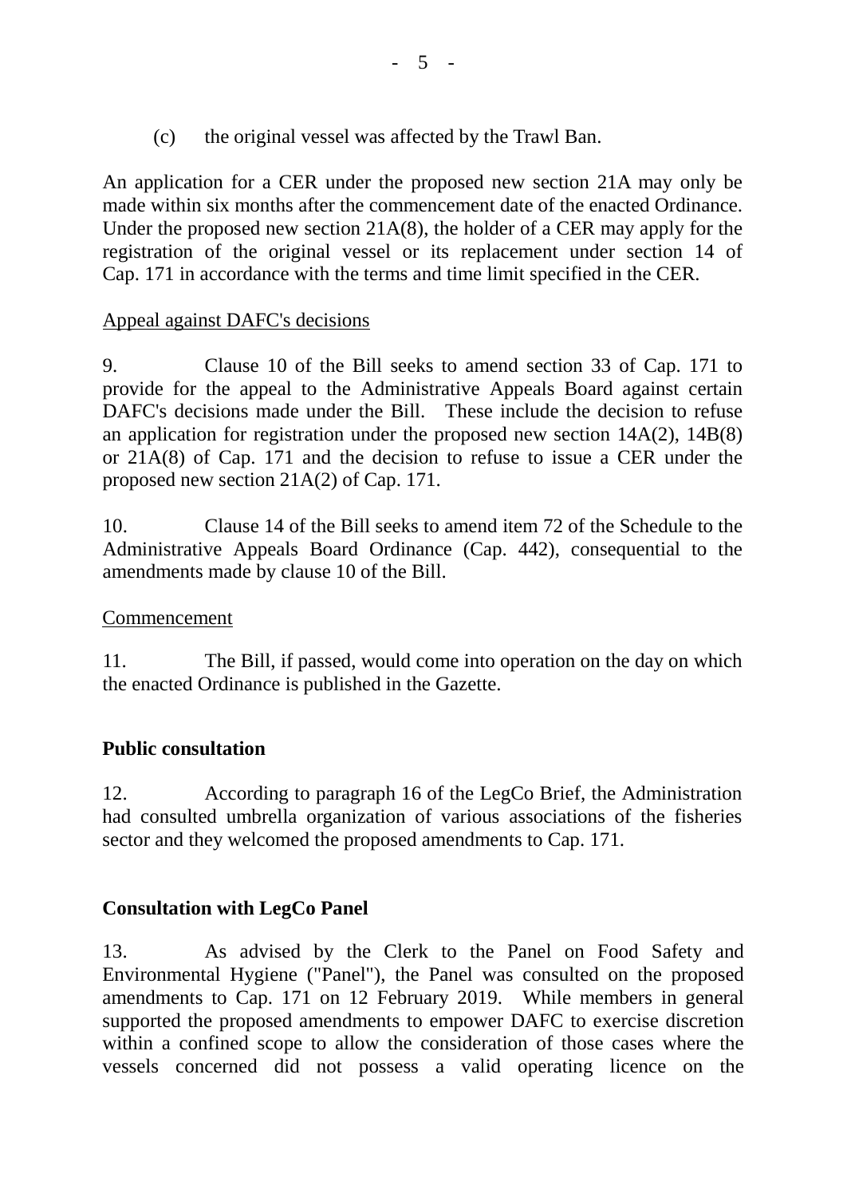(c) the original vessel was affected by the Trawl Ban.

An application for a CER under the proposed new section 21A may only be made within six months after the commencement date of the enacted Ordinance. Under the proposed new section 21A(8), the holder of a CER may apply for the registration of the original vessel or its replacement under section 14 of Cap. 171 in accordance with the terms and time limit specified in the CER.

Appeal against DAFC's decisions

9. Clause 10 of the Bill seeks to amend section 33 of Cap. 171 to provide for the appeal to the Administrative Appeals Board against certain DAFC's decisions made under the Bill. These include the decision to refuse an application for registration under the proposed new section 14A(2), 14B(8) or 21A(8) of Cap. 171 and the decision to refuse to issue a CER under the proposed new section 21A(2) of Cap. 171.

10. Clause 14 of the Bill seeks to amend item 72 of the Schedule to the Administrative Appeals Board Ordinance (Cap. 442), consequential to the amendments made by clause 10 of the Bill.

Commencement

11. The Bill, if passed, would come into operation on the day on which the enacted Ordinance is published in the Gazette.

**Public consultation**

12. According to paragraph 16 of the LegCo Brief, the Administration had consulted umbrella organization of various associations of the fisheries sector and they welcomed the proposed amendments to Cap. 171.

**Consultation with LegCo Panel**

13. As advised by the Clerk to the Panel on Food Safety and Environmental Hygiene ("Panel"), the Panel was consulted on the proposed amendments to Cap. 171 on 12 February 2019. While members in general supported the proposed amendments to empower DAFC to exercise discretion within a confined scope to allow the consideration of those cases where the vessels concerned did not possess a valid operating licence on the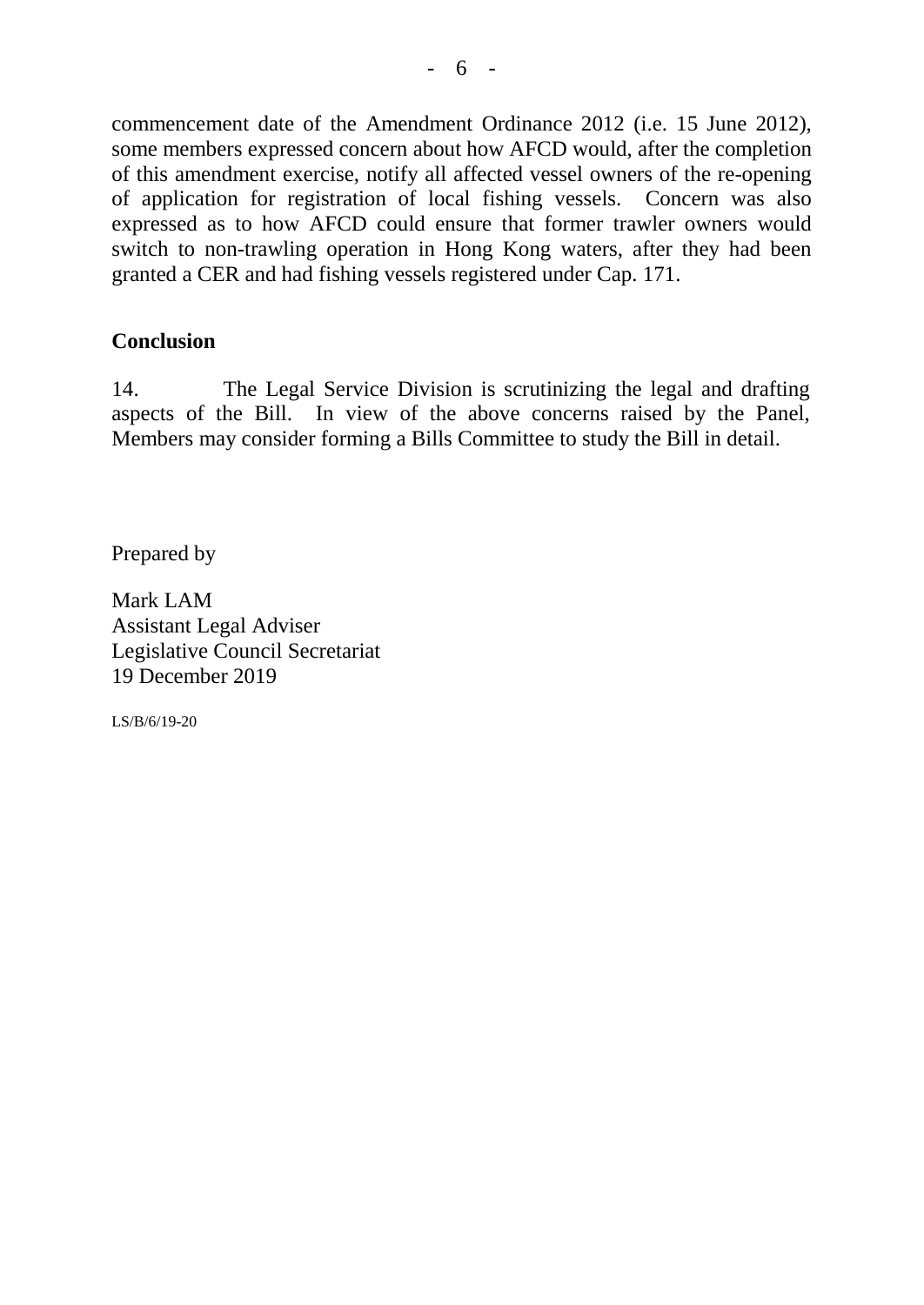commencement date of the Amendment Ordinance 2012 (i.e. 15 June 2012), some members expressed concern about how AFCD would, after the completion of this amendment exercise, notify all affected vessel owners of the re-opening of application for registration of local fishing vessels. Concern was also expressed as to how AFCD could ensure that former trawler owners would switch to non-trawling operation in Hong Kong waters, after they had been granted a CER and had fishing vessels registered under Cap. 171.

## Conclusion

14. The Legal Service Division is scrutinizing the legal and drafting aspects of the Bill. In view of the above concerns raised by the Panel, Members may consider forming a Bills Committee to study the Bill in detail.

Prepared by

Mark LAM
Assistant Legal Adviser
Legislative Council Secretariat
19 December 2019

LS/B/6/19-20